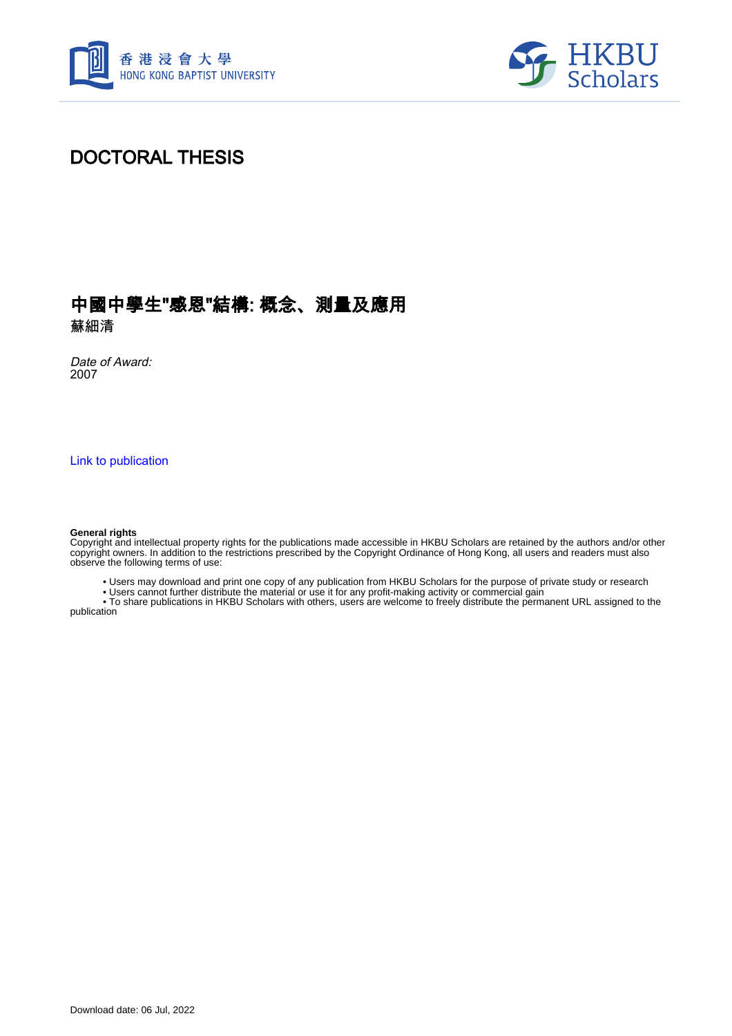# DOCTORAL THESIS

## 中國中學生"感恩"結構: 概念、測量及應用

蘇細清

*Date of Award:*
2007

Link to publication

**General rights**
Copyright and intellectual property rights for the publications made accessible in HKBU Scholars are retained by the authors and/or other copyright owners. In addition to the restrictions prescribed by the Copyright Ordinance of Hong Kong, all users and readers must also observe the following terms of use:

- Users may download and print one copy of any publication from HKBU Scholars for the purpose of private study or research
- Users cannot further distribute the material or use it for any profit-making activity or commercial gain
- To share publications in HKBU Scholars with others, users are welcome to freely distribute the permanent URL assigned to the publication

Download date: 06 Jul, 2022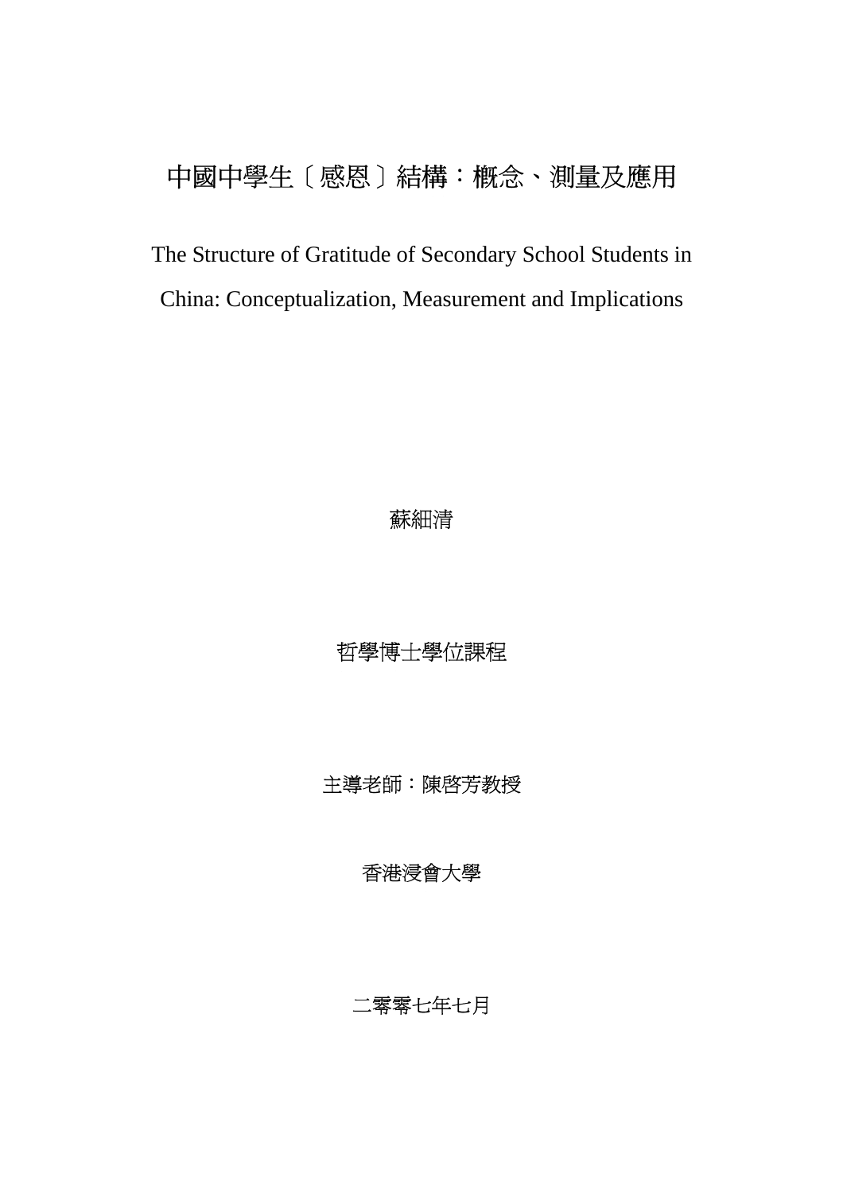# 中國中學生〔感恩〕結構：概念、測量及應用

The Structure of Gratitude of Secondary School Students in China: Conceptualization, Measurement and Implications

蘇細清

哲學博士學位課程

主導老師：陳啓芳教授

香港浸會大學

二零零七年七月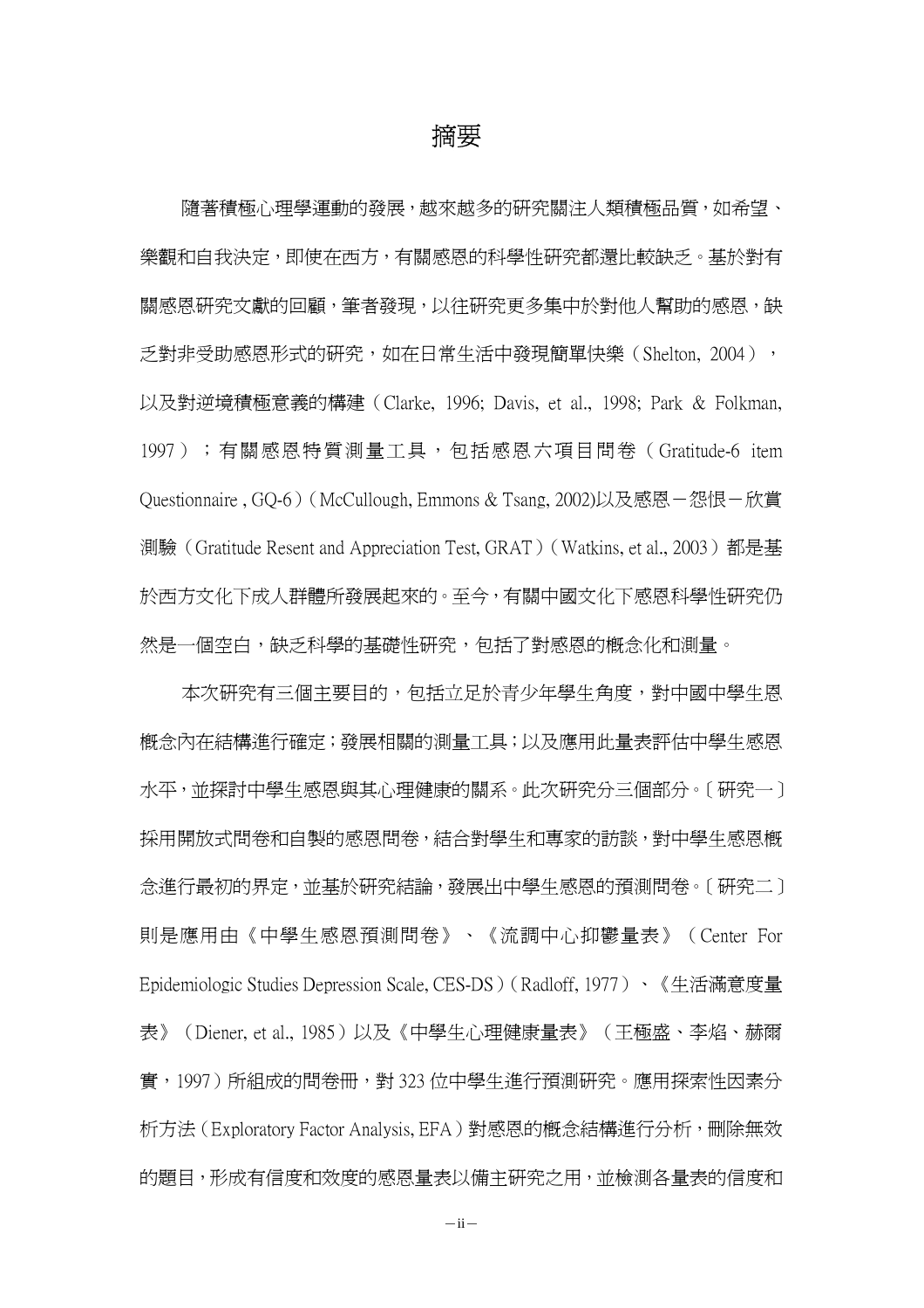# 摘要

隨著積極心理學運動的發展，越來越多的研究關注人類積極品質，如希望、樂觀和自我決定，即使在西方，有關感恩的科學性研究都還比較缺乏。基於對有關感恩研究文獻的回顧，筆者發現，以往研究更多集中於對他人幫助的感恩，缺乏對非受助感恩形式的研究，如在日常生活中發現簡單快樂（Shelton, 2004），以及對逆境積極意義的構建（Clarke, 1996; Davis, et al., 1998; Park & Folkman, 1997）；有關感恩特質測量工具，包括感恩六項目問卷（Gratitude-6 item Questionnaire , GQ-6）（McCullough, Emmons & Tsang, 2002)以及感恩－怨恨－欣賞測驗（Gratitude Resent and Appreciation Test, GRAT）（Watkins, et al., 2003）都是基於西方文化下成人群體所發展起來的。至今，有關中國文化下感恩科學性研究仍然是一個空白，缺乏科學的基礎性研究，包括了對感恩的概念化和測量。

本次研究有三個主要目的，包括立足於青少年學生角度，對中國中學生恩概念內在結構進行確定；發展相關的測量工具；以及應用此量表評估中學生感恩水平，並探討中學生感恩與其心理健康的關系。此次研究分三個部分。〔研究一〕採用開放式問卷和自製的感恩問卷，結合對學生和專家的訪談，對中學生感恩概念進行最初的界定，並基於研究結論，發展出中學生感恩的預測問卷。〔研究二〕則是應用由《中學生感恩預測問卷》、《流調中心抑鬱量表》（Center For Epidemiologic Studies Depression Scale, CES-DS）（Radloff, 1977）、《生活滿意度量表》（Diener, et al., 1985）以及《中學生心理健康量表》（王極盛、李焰、赫爾實，1997）所組成的問卷冊，對 323 位中學生進行預測研究。應用探索性因素分析方法（Exploratory Factor Analysis, EFA）對感恩的概念結構進行分析，刪除無效的題目，形成有信度和效度的感恩量表以備主研究之用，並檢測各量表的信度和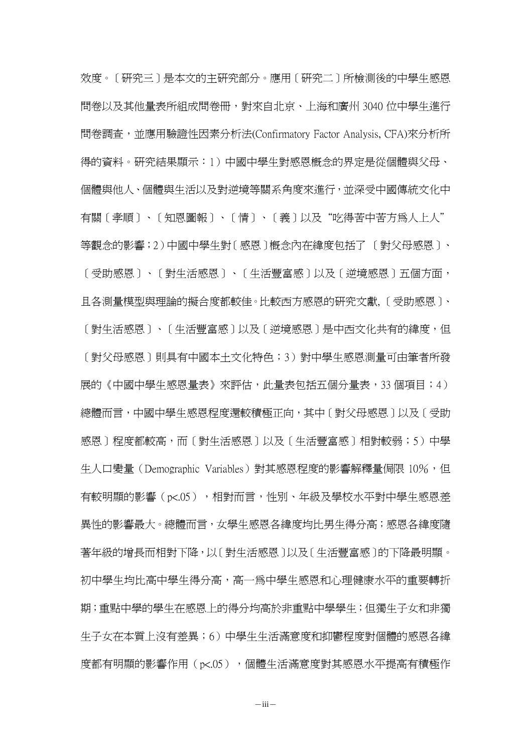效度。〔研究三〕是本文的主研究部分。應用〔研究二〕所檢測後的中學生感恩問卷以及其他量表所組成問卷冊，對來自北京、上海和廣州 3040 位中學生進行問卷調查，並應用驗證性因素分析法(Confirmatory Factor Analysis, CFA)來分析所得的資料。研究結果顯示：1）中國中學生對感恩概念的界定是從個體與父母、個體與他人、個體與生活以及對逆境等關系角度來進行，並深受中國傳統文化中有關〔孝順〕、〔知恩圖報〕、〔情〕、〔義〕以及“吃得苦中苦方爲人上人”等觀念的影響；2）中國中學生對〔感恩〕概念內在緯度包括了〔對父母感恩〕、〔受助感恩〕、〔對生活感恩〕、〔生活豐富感〕以及〔逆境感恩〕五個方面，且各測量模型與理論的擬合度都較佳。比較西方感恩的研究文獻,〔受助感恩〕、〔對生活感恩〕、〔生活豐富感〕以及〔逆境感恩〕是中西文化共有的緯度，但〔對父母感恩〕則具有中國本土文化特色；3）對中學生感恩測量可由筆者所發展的《中國中學生感恩量表》來評估，此量表包括五個分量表，33 個項目；4）總體而言，中國中學生感恩程度還較積極正向，其中〔對父母感恩〕以及〔受助感恩〕程度都較高，而〔對生活感恩〕以及〔生活豐富感〕相對較弱；5）中學生人口變量（Demographic Variables）對其感恩程度的影響解釋量侷限 10%，但有較明顯的影響（$p<.05$），相對而言，性別、年級及學校水平對中學生感恩差異性的影響最大。總體而言，女學生感恩各緯度均比男生得分高；感恩各緯度隨著年級的增長而相對下降，以〔對生活感恩〕以及〔生活豐富感〕的下降最明顯。初中學生均比高中學生得分高，高一爲中學生感恩和心理健康水平的重要轉折期；重點中學的學生在感恩上的得分均高於非重點中學學生；但獨生子女和非獨生子女在本質上沒有差異；6）中學生生活滿意度和抑鬱程度對個體的感恩各緯度都有明顯的影響作用（$p<.05$），個體生活滿意度對其感恩水平提高有積極作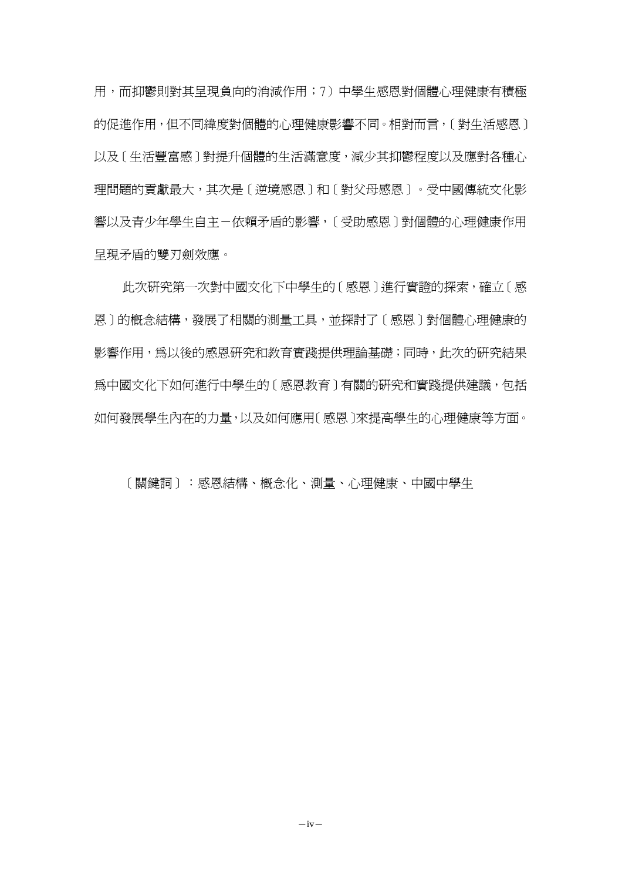用，而抑鬱則對其呈現負向的消減作用；7）中學生感恩對個體心理健康有積極的促進作用，但不同緯度對個體的心理健康影響不同。相對而言，〔對生活感恩〕以及〔生活豐富感〕對提升個體的生活滿意度，減少其抑鬱程度以及應對各種心理問題的貢獻最大，其次是〔逆境感恩〕和〔對父母感恩〕。受中國傳統文化影響以及青少年學生自主－依賴矛盾的影響，〔受助感恩〕對個體的心理健康作用呈現矛盾的雙刃劍效應。

此次研究第一次對中國文化下中學生的〔感恩〕進行實證的探索，確立〔感恩〕的概念結構，發展了相關的測量工具，並探討了〔感恩〕對個體心理健康的影響作用，爲以後的感恩研究和教育實踐提供理論基礎；同時，此次的研究結果爲中國文化下如何進行中學生的〔感恩教育〕有關的研究和實踐提供建議，包括如何發展學生內在的力量，以及如何應用〔感恩〕來提高學生的心理健康等方面。

〔關鍵詞〕：感恩結構、概念化、測量、心理健康、中國中學生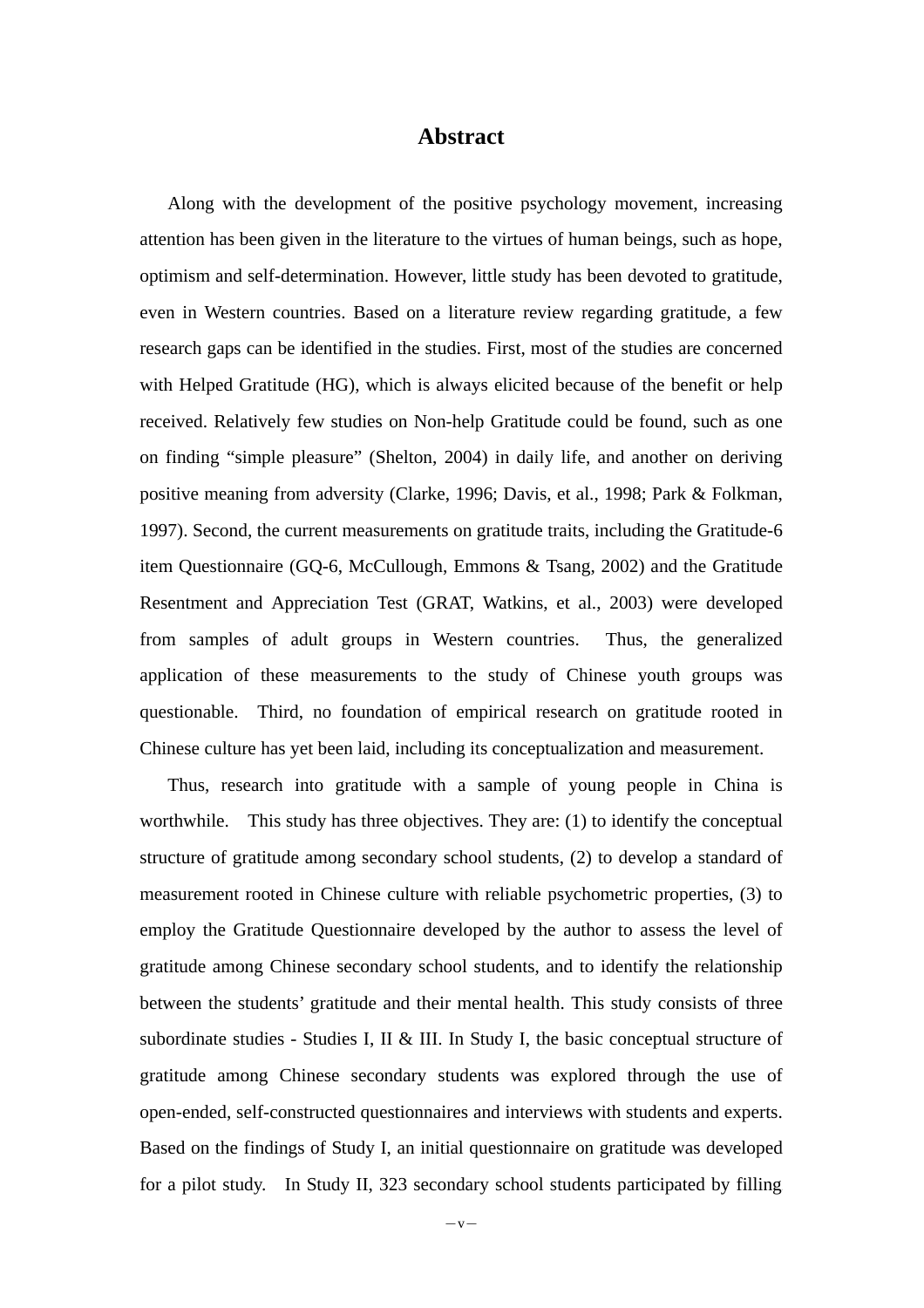# Abstract

Along with the development of the positive psychology movement, increasing attention has been given in the literature to the virtues of human beings, such as hope, optimism and self-determination. However, little study has been devoted to gratitude, even in Western countries. Based on a literature review regarding gratitude, a few research gaps can be identified in the studies. First, most of the studies are concerned with Helped Gratitude (HG), which is always elicited because of the benefit or help received. Relatively few studies on Non-help Gratitude could be found, such as one on finding "simple pleasure" (Shelton, 2004) in daily life, and another on deriving positive meaning from adversity (Clarke, 1996; Davis, et al., 1998; Park & Folkman, 1997). Second, the current measurements on gratitude traits, including the Gratitude-6 item Questionnaire (GQ-6, McCullough, Emmons & Tsang, 2002) and the Gratitude Resentment and Appreciation Test (GRAT, Watkins, et al., 2003) were developed from samples of adult groups in Western countries. Thus, the generalized application of these measurements to the study of Chinese youth groups was questionable. Third, no foundation of empirical research on gratitude rooted in Chinese culture has yet been laid, including its conceptualization and measurement.

Thus, research into gratitude with a sample of young people in China is worthwhile. This study has three objectives. They are: (1) to identify the conceptual structure of gratitude among secondary school students, (2) to develop a standard of measurement rooted in Chinese culture with reliable psychometric properties, (3) to employ the Gratitude Questionnaire developed by the author to assess the level of gratitude among Chinese secondary school students, and to identify the relationship between the students' gratitude and their mental health. This study consists of three subordinate studies - Studies I, II & III. In Study I, the basic conceptual structure of gratitude among Chinese secondary students was explored through the use of open-ended, self-constructed questionnaires and interviews with students and experts. Based on the findings of Study I, an initial questionnaire on gratitude was developed for a pilot study. In Study II, 323 secondary school students participated by filling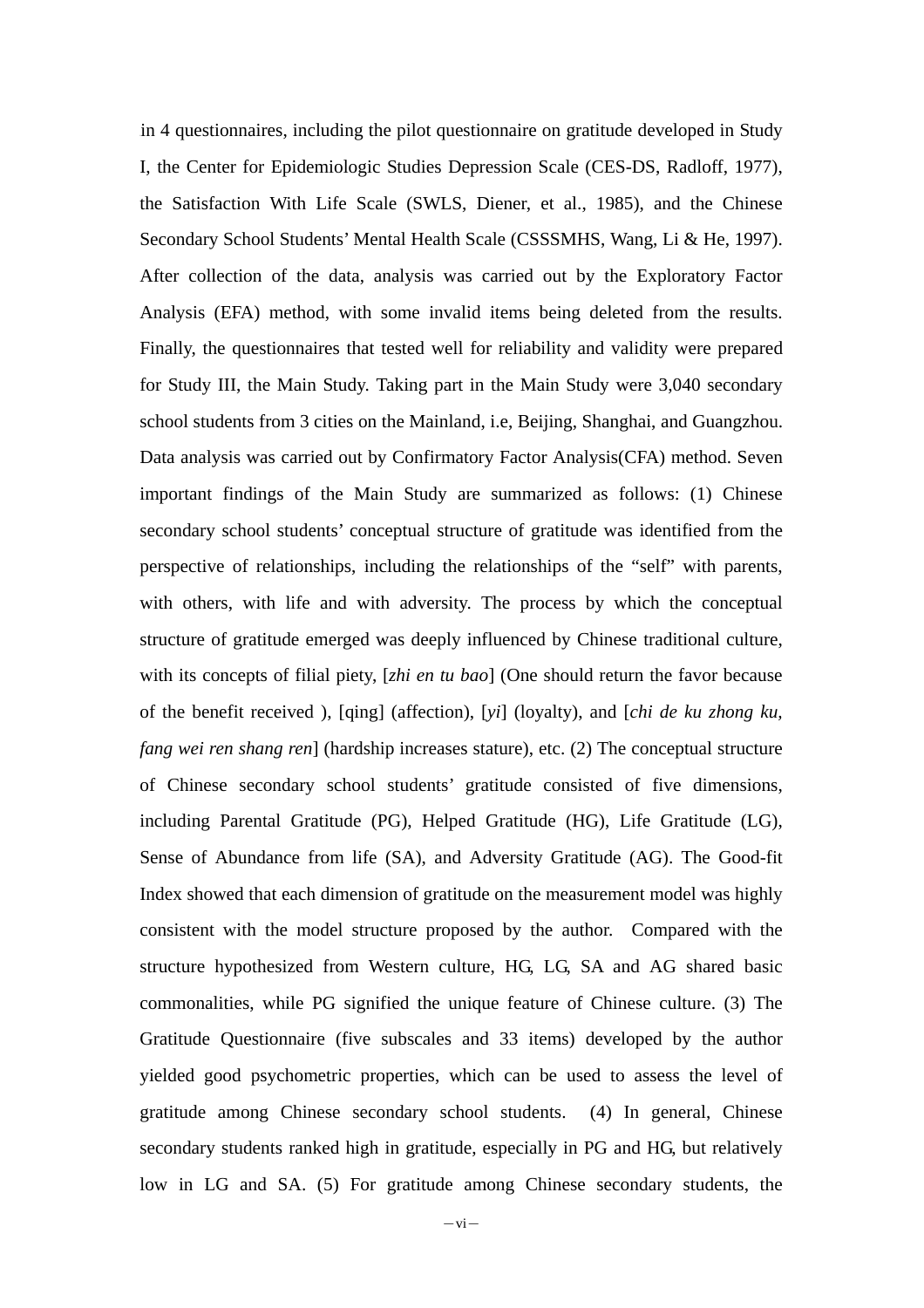in 4 questionnaires, including the pilot questionnaire on gratitude developed in Study I, the Center for Epidemiologic Studies Depression Scale (CES-DS, Radloff, 1977), the Satisfaction With Life Scale (SWLS, Diener, et al., 1985), and the Chinese Secondary School Students' Mental Health Scale (CSSSMHS, Wang, Li & He, 1997). After collection of the data, analysis was carried out by the Exploratory Factor Analysis (EFA) method, with some invalid items being deleted from the results. Finally, the questionnaires that tested well for reliability and validity were prepared for Study III, the Main Study. Taking part in the Main Study were 3,040 secondary school students from 3 cities on the Mainland, i.e, Beijing, Shanghai, and Guangzhou. Data analysis was carried out by Confirmatory Factor Analysis(CFA) method. Seven important findings of the Main Study are summarized as follows: (1) Chinese secondary school students' conceptual structure of gratitude was identified from the perspective of relationships, including the relationships of the "self" with parents, with others, with life and with adversity. The process by which the conceptual structure of gratitude emerged was deeply influenced by Chinese traditional culture, with its concepts of filial piety, [*zhi en tu bao*] (One should return the favor because of the benefit received ), [qing] (affection), [*yi*] (loyalty), and [*chi de ku zhong ku, fang wei ren shang ren*] (hardship increases stature), etc. (2) The conceptual structure of Chinese secondary school students' gratitude consisted of five dimensions, including Parental Gratitude (PG), Helped Gratitude (HG), Life Gratitude (LG), Sense of Abundance from life (SA), and Adversity Gratitude (AG). The Good-fit Index showed that each dimension of gratitude on the measurement model was highly consistent with the model structure proposed by the author. Compared with the structure hypothesized from Western culture, HG, LG, SA and AG shared basic commonalities, while PG signified the unique feature of Chinese culture. (3) The Gratitude Questionnaire (five subscales and 33 items) developed by the author yielded good psychometric properties, which can be used to assess the level of gratitude among Chinese secondary school students. (4) In general, Chinese secondary students ranked high in gratitude, especially in PG and HG, but relatively low in LG and SA. (5) For gratitude among Chinese secondary students, the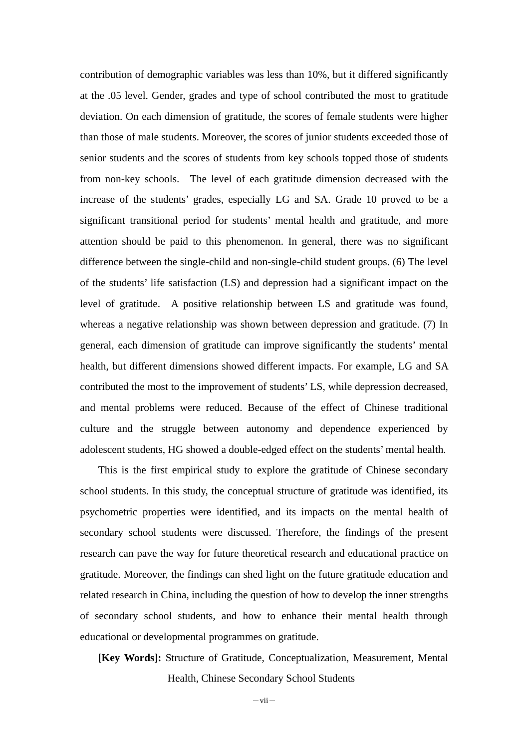contribution of demographic variables was less than 10%, but it differed significantly at the .05 level. Gender, grades and type of school contributed the most to gratitude deviation. On each dimension of gratitude, the scores of female students were higher than those of male students. Moreover, the scores of junior students exceeded those of senior students and the scores of students from key schools topped those of students from non-key schools. The level of each gratitude dimension decreased with the increase of the students' grades, especially LG and SA. Grade 10 proved to be a significant transitional period for students' mental health and gratitude, and more attention should be paid to this phenomenon. In general, there was no significant difference between the single-child and non-single-child student groups. (6) The level of the students' life satisfaction (LS) and depression had a significant impact on the level of gratitude. A positive relationship between LS and gratitude was found, whereas a negative relationship was shown between depression and gratitude. (7) In general, each dimension of gratitude can improve significantly the students' mental health, but different dimensions showed different impacts. For example, LG and SA contributed the most to the improvement of students' LS, while depression decreased, and mental problems were reduced. Because of the effect of Chinese traditional culture and the struggle between autonomy and dependence experienced by adolescent students, HG showed a double-edged effect on the students' mental health.

This is the first empirical study to explore the gratitude of Chinese secondary school students. In this study, the conceptual structure of gratitude was identified, its psychometric properties were identified, and its impacts on the mental health of secondary school students were discussed. Therefore, the findings of the present research can pave the way for future theoretical research and educational practice on gratitude. Moreover, the findings can shed light on the future gratitude education and related research in China, including the question of how to develop the inner strengths of secondary school students, and how to enhance their mental health through educational or developmental programmes on gratitude.

**[Key Words]:** Structure of Gratitude, Conceptualization, Measurement, Mental Health, Chinese Secondary School Students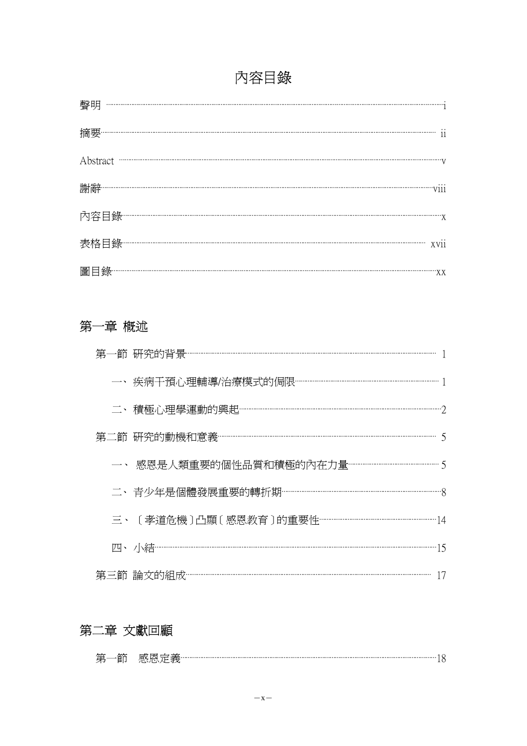# 內容目錄

聲明 ............ i

摘要 ............ ii

Abstract ............ v

謝辭 ............ viii

內容目錄 ............ x

表格目錄 ............ xvii

圖目錄 ............ xx

## 第一章 概述

第一節 研究的背景 ............ 1

一、 疾病干預心理輔導/治療模式的侷限 ............ 1

二、 積極心理學運動的興起 ............ 2

第二節 研究的動機和意義 ............ 5

一、 感恩是人類重要的個性品質和積極的內在力量 ............ 5

二、 青少年是個體發展重要的轉折期 ............ 8

三、 〔孝道危機〕凸顯〔感恩教育〕的重要性 ............ 14

四、 小結 ............ 15

第三節 論文的組成 ............ 17

## 第二章 文獻回顧

第一節 感恩定義 ............ 18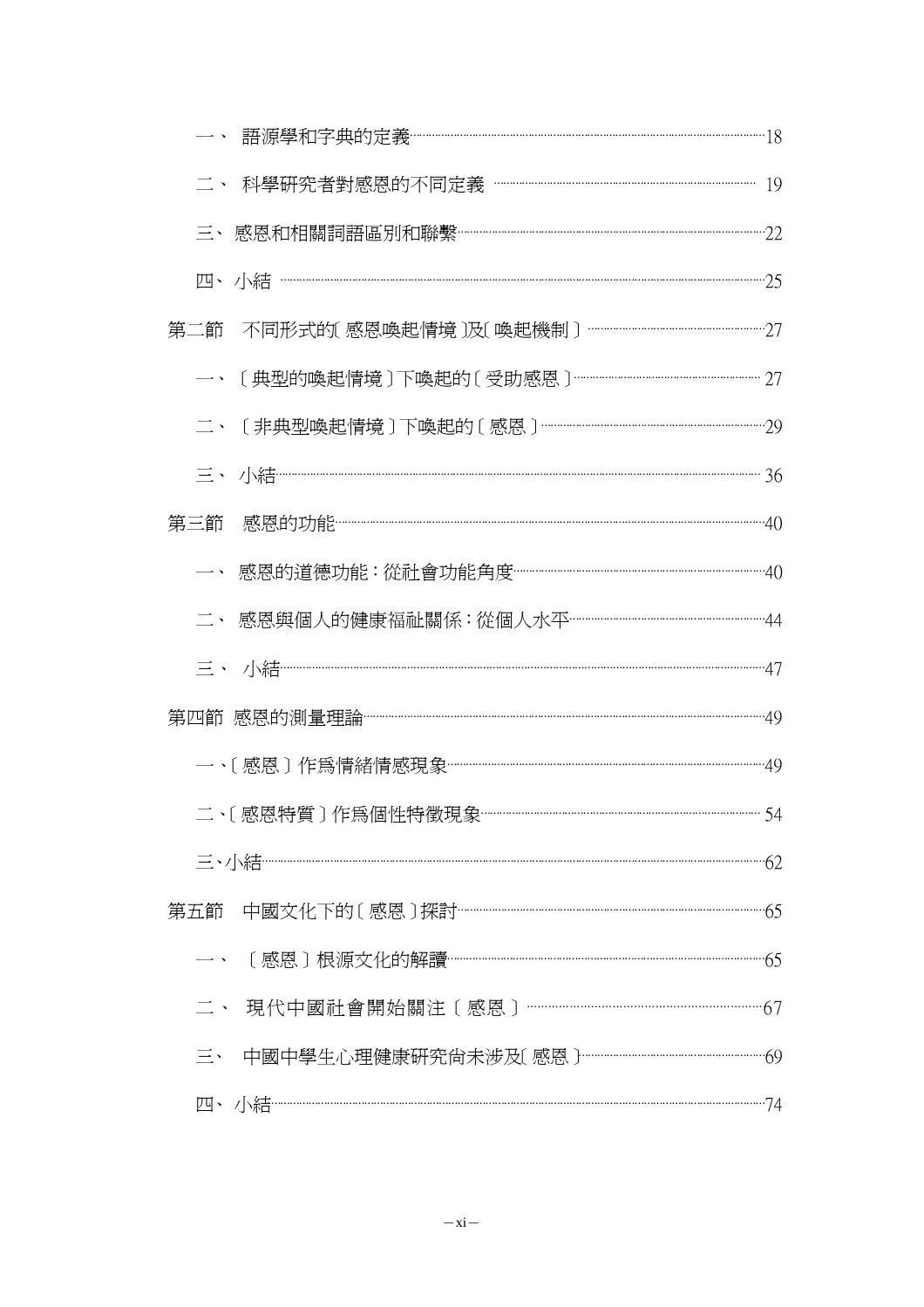一、 語源學和字典的定義……18

二、 科學研究者對感恩的不同定義 ……19

三、 感恩和相關詞語區別和聯繫……22

四、 小結 ……25

第二節　不同形式的〔感恩喚起情境〕及〔喚起機制〕……27

一、〔典型的喚起情境〕下喚起的〔受助感恩〕……27

二、〔非典型喚起情境〕下喚起的〔感恩〕……29

三、 小結……36

第三節　感恩的功能……40

一、 感恩的道德功能：從社會功能角度……40

二、 感恩與個人的健康福祉關係：從個人水平……44

三、 小結……47

第四節 感恩的測量理論……49

一、〔感恩〕作爲情緒情感現象……49

二、〔感恩特質〕作爲個性特徵現象……54

三、小結……62

第五節　中國文化下的〔感恩〕探討……65

一、 〔感恩〕根源文化的解讀……65

二、 現代中國社會開始關注〔感恩〕……67

三、 中國中學生心理健康研究尚未涉及〔感恩〕……69

四、 小結……74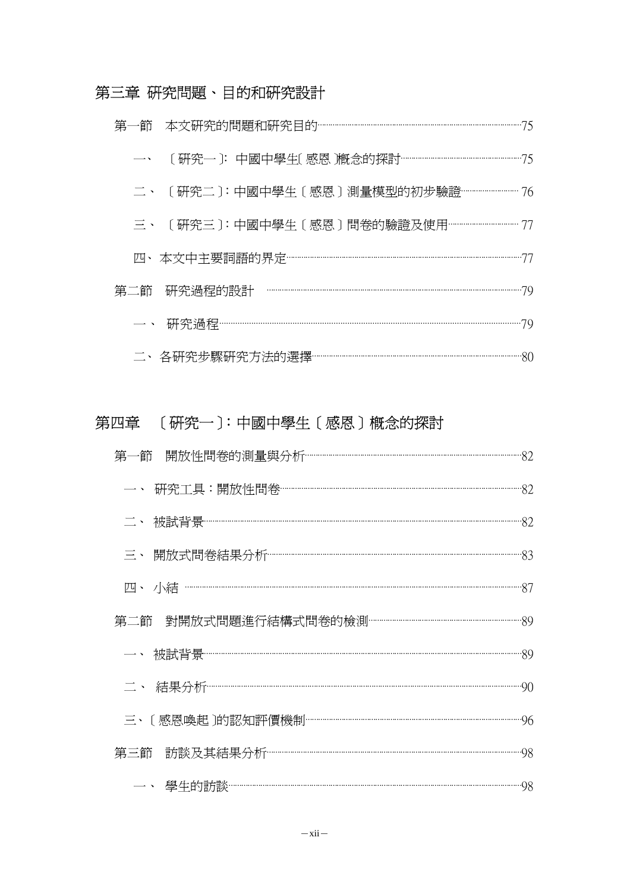## 第三章 研究問題、目的和研究設計

第一節　本文研究的問題和研究目的……75

一、〔研究一〕: 中國中學生〔感恩〕概念的探討……75

二、〔研究二〕: 中國中學生〔感恩〕測量模型的初步驗證……76

三、〔研究三〕: 中國中學生〔感恩〕問卷的驗證及使用……77

四、本文中主要詞語的界定……77

第二節　研究過程的設計……79

一、研究過程……79

二、各研究步驟研究方法的選擇……80

## 第四章 〔研究一〕: 中國中學生〔感恩〕概念的探討

第一節　開放性問卷的測量與分析……82

一、研究工具：開放性問卷……82

二、被試背景……82

三、開放式問卷結果分析……83

四、小結……87

第二節　對開放式問題進行結構式問卷的檢測……89

一、被試背景……89

二、結果分析……90

三、〔感恩喚起〕的認知評價機制……96

第三節　訪談及其結果分析……98

一、學生的訪談……98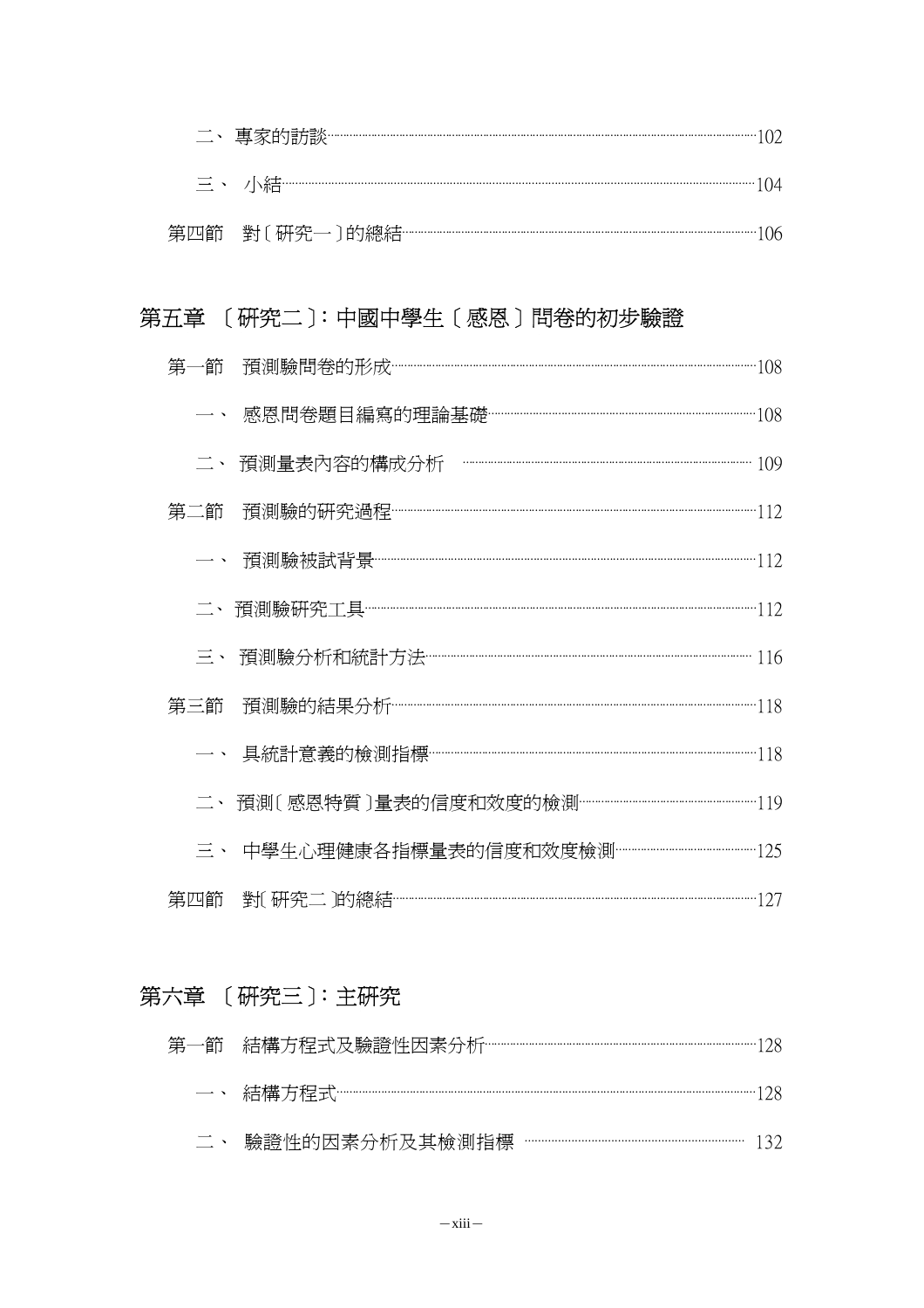二、 專家的訪談……102

三、 小結……104

第四節　對〔研究一〕的總結……106

## 第五章 〔研究二〕：中國中學生〔感恩〕問卷的初步驗證

第一節　預測驗問卷的形成……108

一、 感恩問卷題目編寫的理論基礎……108

二、 預測量表內容的構成分析 ……109

第二節　預測驗的研究過程……112

一、 預測驗被試背景……112

二、 預測驗研究工具……112

三、 預測驗分析和統計方法……116

第三節　預測驗的結果分析……118

一、 具統計意義的檢測指標……118

二、 預測〔感恩特質〕量表的信度和效度的檢測……119

三、 中學生心理健康各指標量表的信度和效度檢測……125

第四節　對〔研究二〕的總結……127

## 第六章 〔研究三〕：主研究

第一節　結構方程式及驗證性因素分析……128

一、 結構方程式……128

二、 驗證性的因素分析及其檢測指標 ……132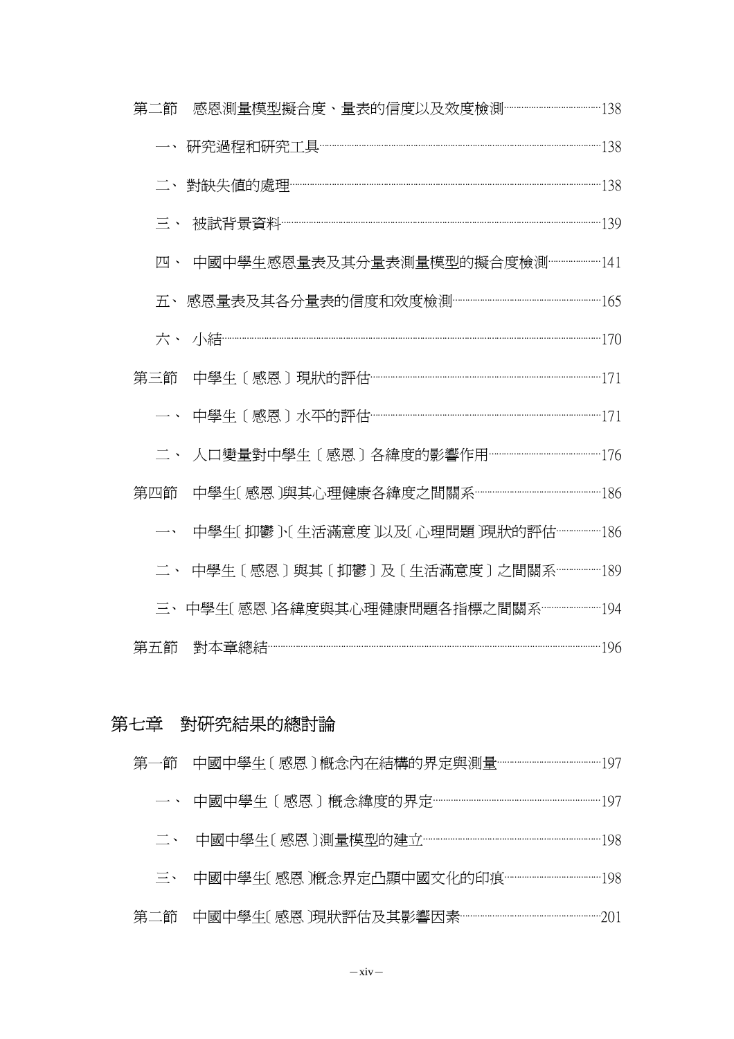第二節　感恩測量模型擬合度、量表的信度以及效度檢測……138

一、研究過程和研究工具……138

二、對缺失值的處理……138

三、被試背景資料……139

四、中國中學生感恩量表及其分量表測量模型的擬合度檢測……141

五、感恩量表及其各分量表的信度和效度檢測……165

六、小結……170

第三節　中學生〔感恩〕現狀的評估……171

一、中學生〔感恩〕水平的評估……171

二、人口變量對中學生〔感恩〕各緯度的影響作用……176

第四節　中學生〔感恩〕與其心理健康各緯度之間關系……186

一、中學生〔抑鬱〕、〔生活滿意度〕以及〔心理問題〕現狀的評估……186

二、中學生〔感恩〕與其〔抑鬱〕及〔生活滿意度〕之間關系……189

三、中學生〔感恩〕各緯度與其心理健康問題各指標之間關系……194

第五節　對本章總結……196

## 第七章　對研究結果的總討論

第一節　中國中學生〔感恩〕概念內在結構的界定與測量……197

一、中國中學生〔感恩〕概念緯度的界定……197

二、中國中學生〔感恩〕測量模型的建立……198

三、中國中學生〔感恩〕概念界定凸顯中國文化的印痕……198

第二節　中國中學生〔感恩〕現狀評估及其影響因素……201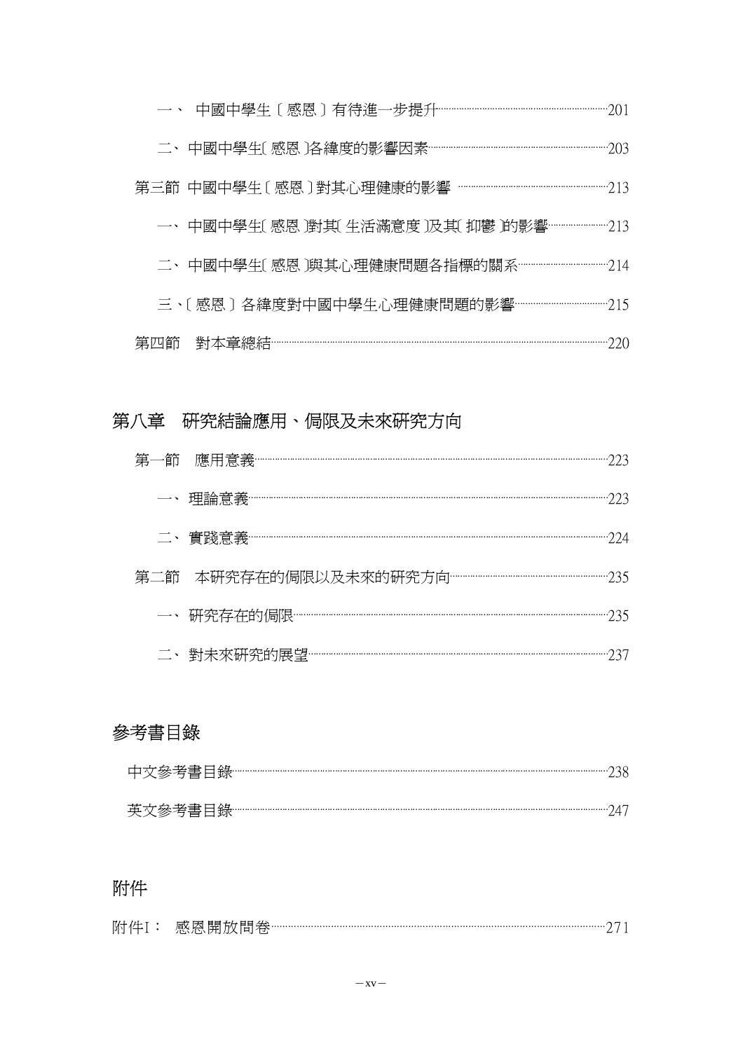一、 中國中學生〔感恩〕有待進一步提升……201

二、 中國中學生〔感恩〕各緯度的影響因素……203

第三節 中國中學生〔感恩〕對其心理健康的影響……213

一、 中國中學生〔感恩〕對其〔生活滿意度〕及其〔抑鬱〕的影響……213

二、 中國中學生〔感恩〕與其心理健康問題各指標的關系……214

三、〔感恩〕各緯度對中國中學生心理健康問題的影響……215

第四節 對本章總結……220

## 第八章 研究結論應用、侷限及未來研究方向

第一節 應用意義……223

一、 理論意義……223

二、 實踐意義……224

第二節 本研究存在的侷限以及未來的研究方向……235

一、 研究存在的侷限……235

二、 對未來研究的展望……237

## 參考書目錄

中文參考書目錄……238

英文參考書目錄……247

## 附件

附件I： 感恩開放問卷……271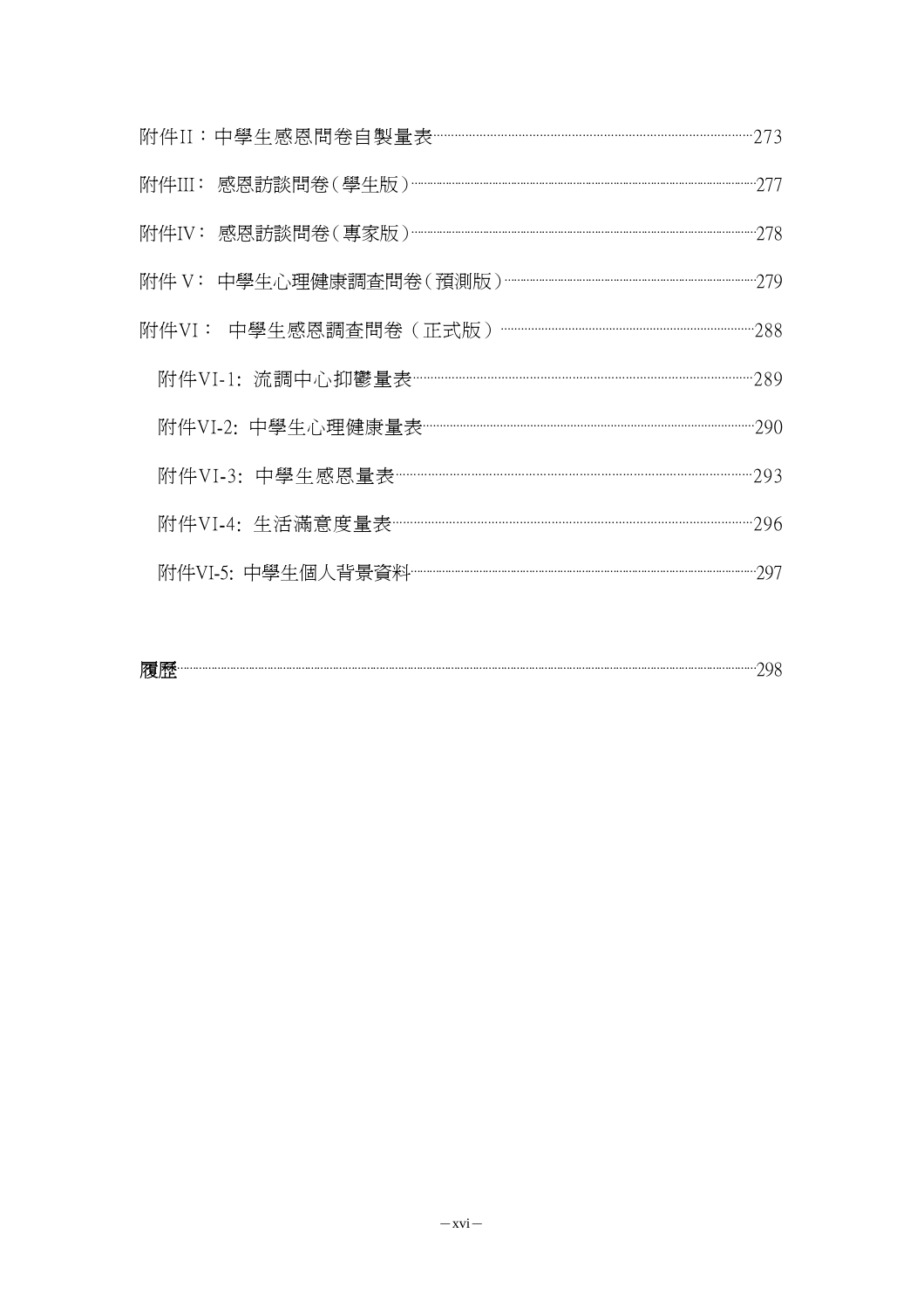附件II：中學生感恩問卷自製量表 ......273

附件III： 感恩訪談問卷(學生版) ......277

附件IV： 感恩訪談問卷(專家版) ......278

附件 V： 中學生心理健康調查問卷(預測版) ......279

附件VI： 中學生感恩調查問卷（正式版） ......288

附件VI-1: 流調中心抑鬱量表 ......289

附件VI-2: 中學生心理健康量表 ......290

附件VI-3: 中學生感恩量表 ......293

附件VI-4: 生活滿意度量表 ......296

附件VI-5: 中學生個人背景資料 ......297

履歷 ......298